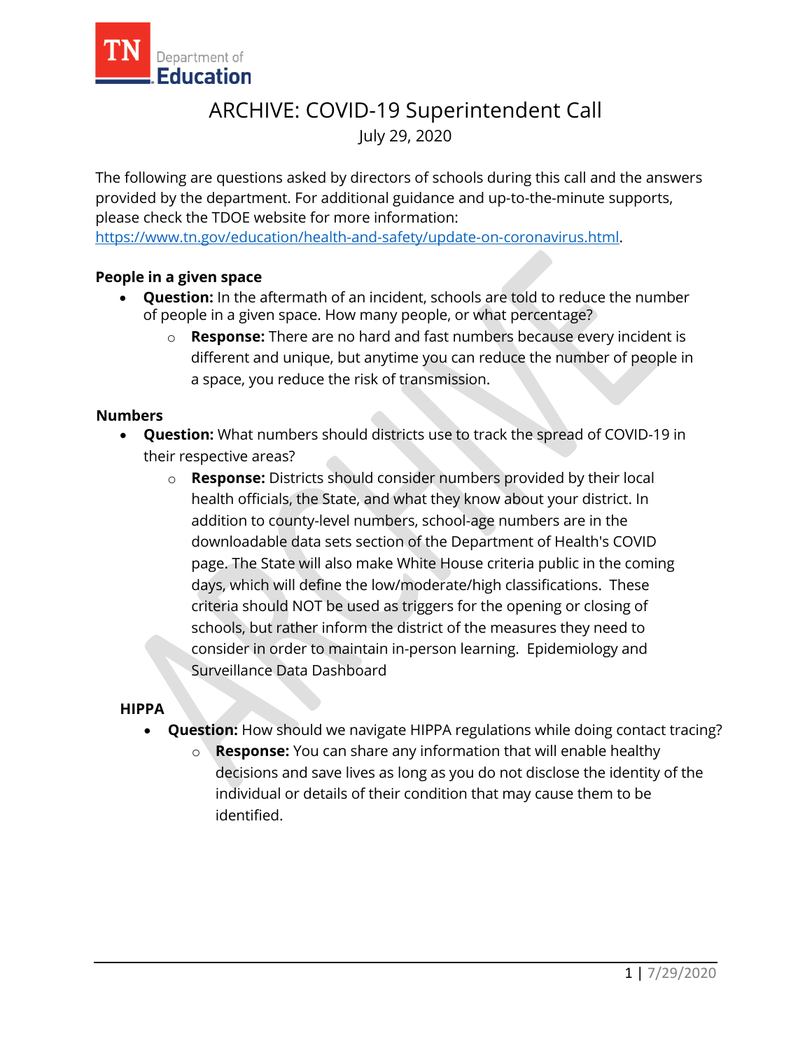# ARCHIVE: COVID-19 Superintendent Call

July 29, 2020

The following are questions asked by directors of schools during this call and the answers provided by the department. For additional guidance and up-to-the-minute supports, please check the TDOE website for more information: https://www.tn.gov/education/health-and-safety/update-on-coronavirus.html.

**People in a given space**

- **Question:** In the aftermath of an incident, schools are told to reduce the number of people in a given space. How many people, or what percentage?
  - **Response:** There are no hard and fast numbers because every incident is different and unique, but anytime you can reduce the number of people in a space, you reduce the risk of transmission.

**Numbers**

- **Question:** What numbers should districts use to track the spread of COVID-19 in their respective areas?
  - **Response:** Districts should consider numbers provided by their local health officials, the State, and what they know about your district. In addition to county-level numbers, school-age numbers are in the downloadable data sets section of the Department of Health's COVID page. The State will also make White House criteria public in the coming days, which will define the low/moderate/high classifications. These criteria should NOT be used as triggers for the opening or closing of schools, but rather inform the district of the measures they need to consider in order to maintain in-person learning. Epidemiology and Surveillance Data Dashboard

**HIPPA**

- **Question:** How should we navigate HIPPA regulations while doing contact tracing?
  - **Response:** You can share any information that will enable healthy decisions and save lives as long as you do not disclose the identity of the individual or details of their condition that may cause them to be identified.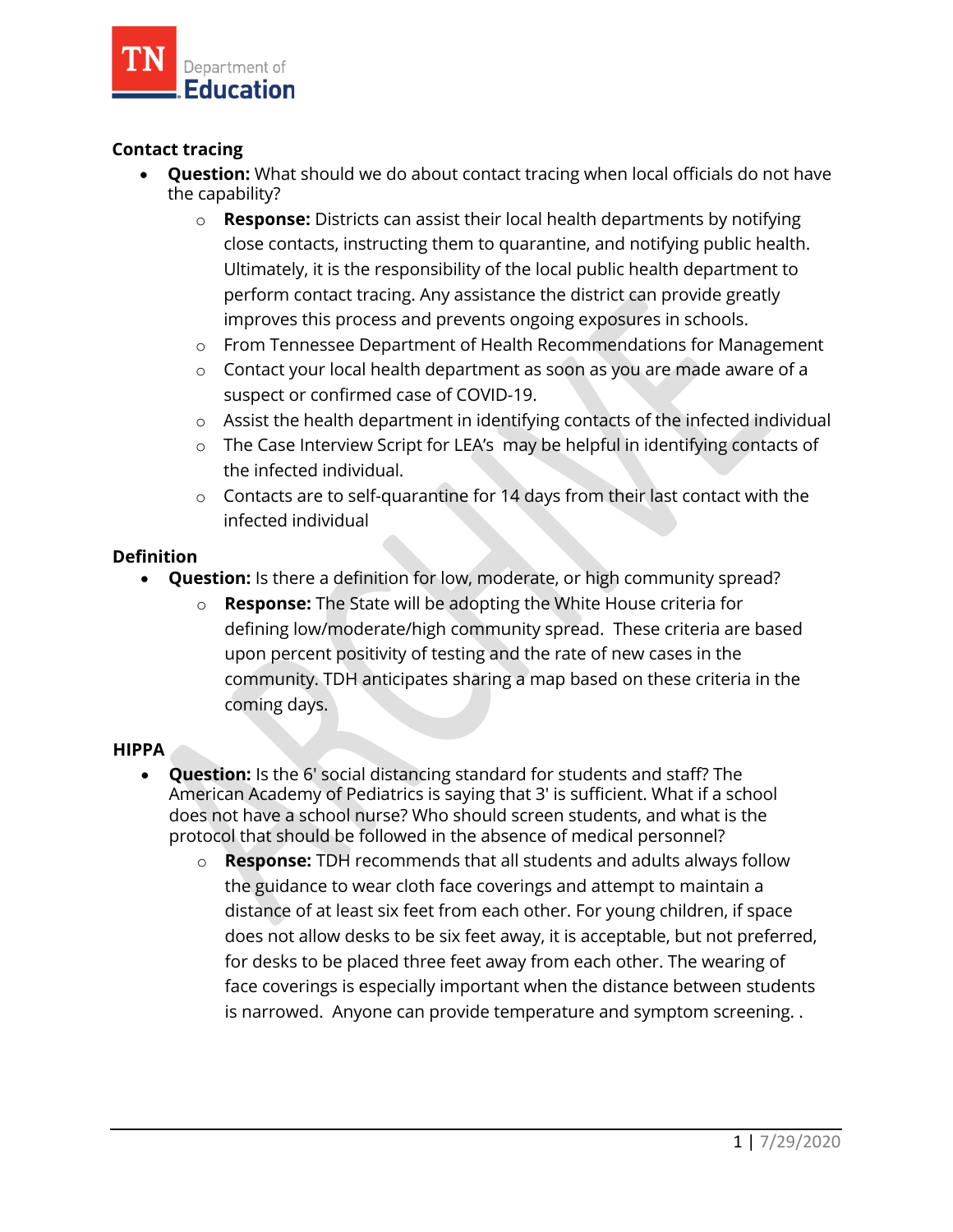### Contact tracing

- **Question:** What should we do about contact tracing when local officials do not have the capability?
    - **Response:** Districts can assist their local health departments by notifying close contacts, instructing them to quarantine, and notifying public health. Ultimately, it is the responsibility of the local public health department to perform contact tracing. Any assistance the district can provide greatly improves this process and prevents ongoing exposures in schools.
    - From Tennessee Department of Health Recommendations for Management
    - Contact your local health department as soon as you are made aware of a suspect or confirmed case of COVID-19.
    - Assist the health department in identifying contacts of the infected individual
    - The Case Interview Script for LEA's may be helpful in identifying contacts of the infected individual.
    - Contacts are to self-quarantine for 14 days from their last contact with the infected individual

### Definition

- **Question:** Is there a definition for low, moderate, or high community spread?
    - **Response:** The State will be adopting the White House criteria for defining low/moderate/high community spread. These criteria are based upon percent positivity of testing and the rate of new cases in the community. TDH anticipates sharing a map based on these criteria in the coming days.

### HIPPA

- **Question:** Is the 6' social distancing standard for students and staff? The American Academy of Pediatrics is saying that 3' is sufficient. What if a school does not have a school nurse? Who should screen students, and what is the protocol that should be followed in the absence of medical personnel?
    - **Response:** TDH recommends that all students and adults always follow the guidance to wear cloth face coverings and attempt to maintain a distance of at least six feet from each other. For young children, if space does not allow desks to be six feet away, it is acceptable, but not preferred, for desks to be placed three feet away from each other. The wearing of face coverings is especially important when the distance between students is narrowed. Anyone can provide temperature and symptom screening. .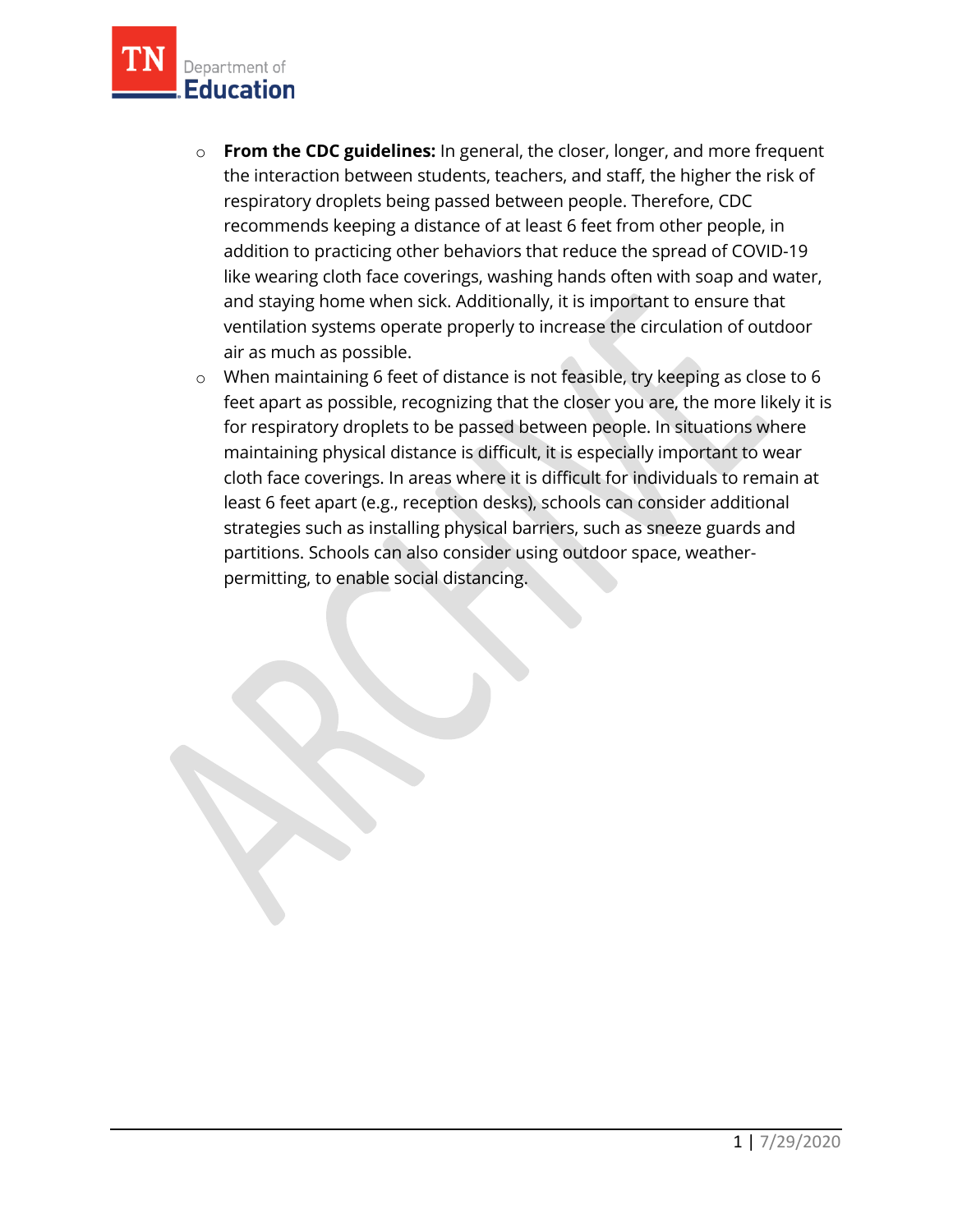- **From the CDC guidelines:** In general, the closer, longer, and more frequent the interaction between students, teachers, and staff, the higher the risk of respiratory droplets being passed between people. Therefore, CDC recommends keeping a distance of at least 6 feet from other people, in addition to practicing other behaviors that reduce the spread of COVID-19 like wearing cloth face coverings, washing hands often with soap and water, and staying home when sick. Additionally, it is important to ensure that ventilation systems operate properly to increase the circulation of outdoor air as much as possible.
- When maintaining 6 feet of distance is not feasible, try keeping as close to 6 feet apart as possible, recognizing that the closer you are, the more likely it is for respiratory droplets to be passed between people. In situations where maintaining physical distance is difficult, it is especially important to wear cloth face coverings. In areas where it is difficult for individuals to remain at least 6 feet apart (e.g., reception desks), schools can consider additional strategies such as installing physical barriers, such as sneeze guards and partitions. Schools can also consider using outdoor space, weather-permitting, to enable social distancing.